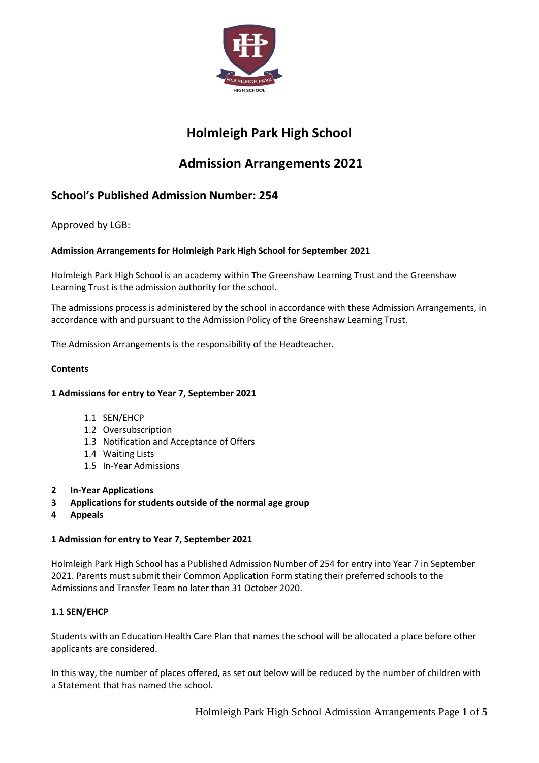# Holmleigh Park High School

# Admission Arrangements 2021

## School's Published Admission Number: 254

Approved by LGB:

**Admission Arrangements for Holmleigh Park High School for September 2021**

Holmleigh Park High School is an academy within The Greenshaw Learning Trust and the Greenshaw Learning Trust is the admission authority for the school.

The admissions process is administered by the school in accordance with these Admission Arrangements, in accordance with and pursuant to the Admission Policy of the Greenshaw Learning Trust.

The Admission Arrangements is the responsibility of the Headteacher.

**Contents**

**1 Admissions for entry to Year 7, September 2021**

- 1.1 SEN/EHCP
- 1.2 Oversubscription
- 1.3 Notification and Acceptance of Offers
- 1.4 Waiting Lists
- 1.5 In-Year Admissions

**2 In-Year Applications**

**3 Applications for students outside of the normal age group**

**4 Appeals**

**1 Admission for entry to Year 7, September 2021**

Holmleigh Park High School has a Published Admission Number of 254 for entry into Year 7 in September 2021. Parents must submit their Common Application Form stating their preferred schools to the Admissions and Transfer Team no later than 31 October 2020.

**1.1 SEN/EHCP**

Students with an Education Health Care Plan that names the school will be allocated a place before other applicants are considered.

In this way, the number of places offered, as set out below will be reduced by the number of children with a Statement that has named the school.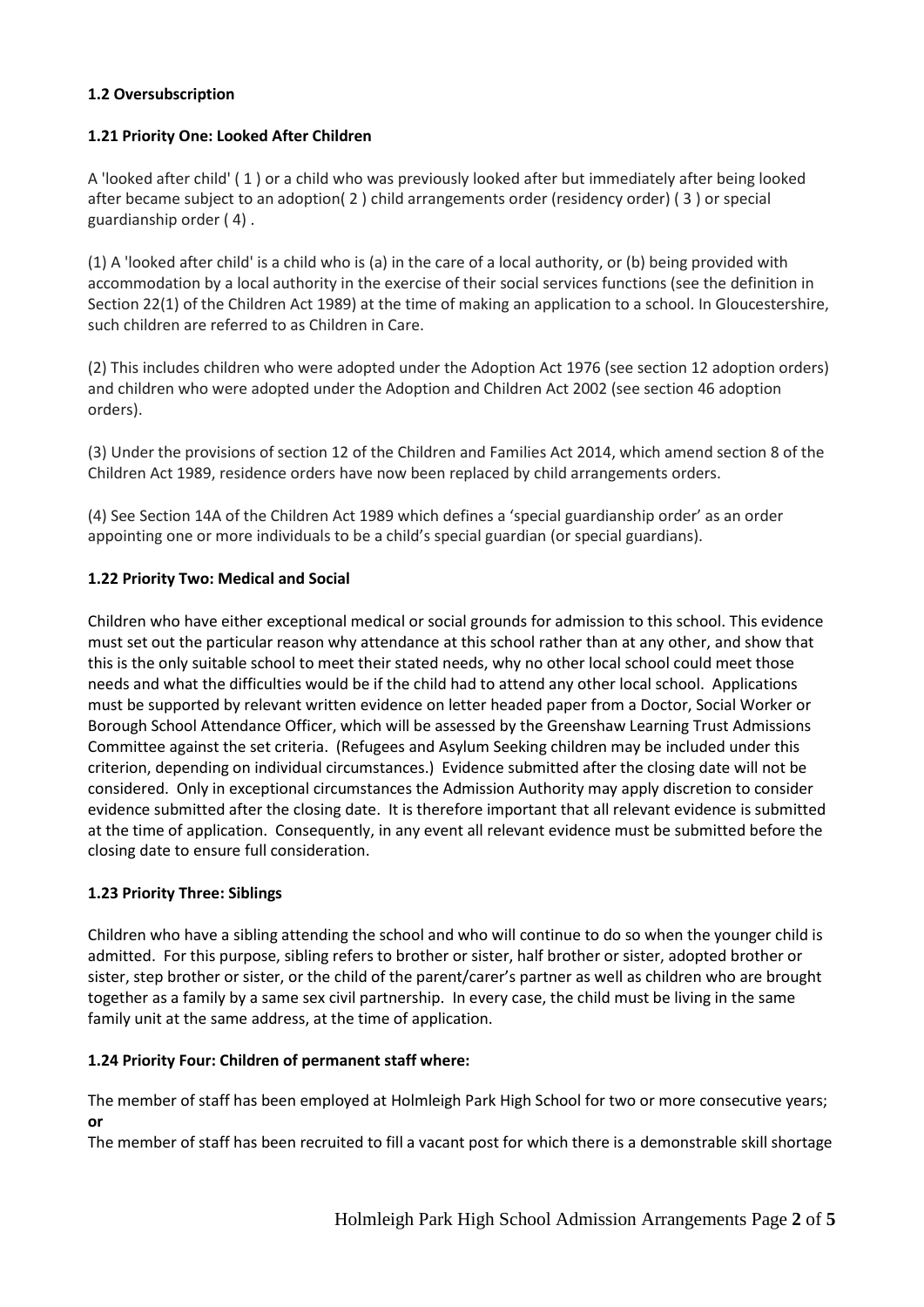**1.2 Oversubscription**

**1.21 Priority One: Looked After Children**

A 'looked after child' ( 1 ) or a child who was previously looked after but immediately after being looked after became subject to an adoption( 2 ) child arrangements order (residency order) ( 3 ) or special guardianship order ( 4) .

(1) A 'looked after child' is a child who is (a) in the care of a local authority, or (b) being provided with accommodation by a local authority in the exercise of their social services functions (see the definition in Section 22(1) of the Children Act 1989) at the time of making an application to a school. In Gloucestershire, such children are referred to as Children in Care.

(2) This includes children who were adopted under the Adoption Act 1976 (see section 12 adoption orders) and children who were adopted under the Adoption and Children Act 2002 (see section 46 adoption orders).

(3) Under the provisions of section 12 of the Children and Families Act 2014, which amend section 8 of the Children Act 1989, residence orders have now been replaced by child arrangements orders.

(4) See Section 14A of the Children Act 1989 which defines a 'special guardianship order' as an order appointing one or more individuals to be a child's special guardian (or special guardians).

**1.22 Priority Two: Medical and Social**

Children who have either exceptional medical or social grounds for admission to this school. This evidence must set out the particular reason why attendance at this school rather than at any other, and show that this is the only suitable school to meet their stated needs, why no other local school could meet those needs and what the difficulties would be if the child had to attend any other local school. Applications must be supported by relevant written evidence on letter headed paper from a Doctor, Social Worker or Borough School Attendance Officer, which will be assessed by the Greenshaw Learning Trust Admissions Committee against the set criteria. (Refugees and Asylum Seeking children may be included under this criterion, depending on individual circumstances.) Evidence submitted after the closing date will not be considered. Only in exceptional circumstances the Admission Authority may apply discretion to consider evidence submitted after the closing date. It is therefore important that all relevant evidence is submitted at the time of application. Consequently, in any event all relevant evidence must be submitted before the closing date to ensure full consideration.

**1.23 Priority Three: Siblings**

Children who have a sibling attending the school and who will continue to do so when the younger child is admitted. For this purpose, sibling refers to brother or sister, half brother or sister, adopted brother or sister, step brother or sister, or the child of the parent/carer's partner as well as children who are brought together as a family by a same sex civil partnership. In every case, the child must be living in the same family unit at the same address, at the time of application.

**1.24 Priority Four: Children of permanent staff where:**

The member of staff has been employed at Holmleigh Park High School for two or more consecutive years;
**or**
The member of staff has been recruited to fill a vacant post for which there is a demonstrable skill shortage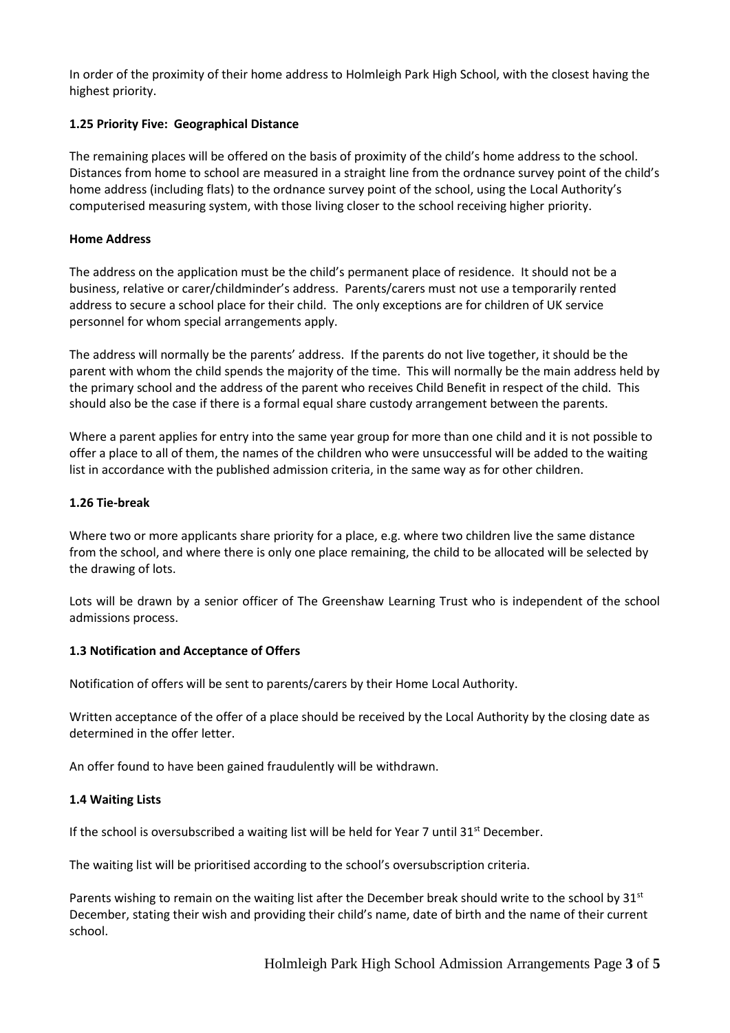In order of the proximity of their home address to Holmleigh Park High School, with the closest having the highest priority.

### 1.25 Priority Five: Geographical Distance

The remaining places will be offered on the basis of proximity of the child's home address to the school. Distances from home to school are measured in a straight line from the ordnance survey point of the child's home address (including flats) to the ordnance survey point of the school, using the Local Authority's computerised measuring system, with those living closer to the school receiving higher priority.

#### Home Address

The address on the application must be the child's permanent place of residence. It should not be a business, relative or carer/childminder's address. Parents/carers must not use a temporarily rented address to secure a school place for their child. The only exceptions are for children of UK service personnel for whom special arrangements apply.

The address will normally be the parents' address. If the parents do not live together, it should be the parent with whom the child spends the majority of the time. This will normally be the main address held by the primary school and the address of the parent who receives Child Benefit in respect of the child. This should also be the case if there is a formal equal share custody arrangement between the parents.

Where a parent applies for entry into the same year group for more than one child and it is not possible to offer a place to all of them, the names of the children who were unsuccessful will be added to the waiting list in accordance with the published admission criteria, in the same way as for other children.

### 1.26 Tie-break

Where two or more applicants share priority for a place, e.g. where two children live the same distance from the school, and where there is only one place remaining, the child to be allocated will be selected by the drawing of lots.

Lots will be drawn by a senior officer of The Greenshaw Learning Trust who is independent of the school admissions process.

### 1.3 Notification and Acceptance of Offers

Notification of offers will be sent to parents/carers by their Home Local Authority.

Written acceptance of the offer of a place should be received by the Local Authority by the closing date as determined in the offer letter.

An offer found to have been gained fraudulently will be withdrawn.

### 1.4 Waiting Lists

If the school is oversubscribed a waiting list will be held for Year 7 until 31st December.

The waiting list will be prioritised according to the school's oversubscription criteria.

Parents wishing to remain on the waiting list after the December break should write to the school by 31st December, stating their wish and providing their child's name, date of birth and the name of their current school.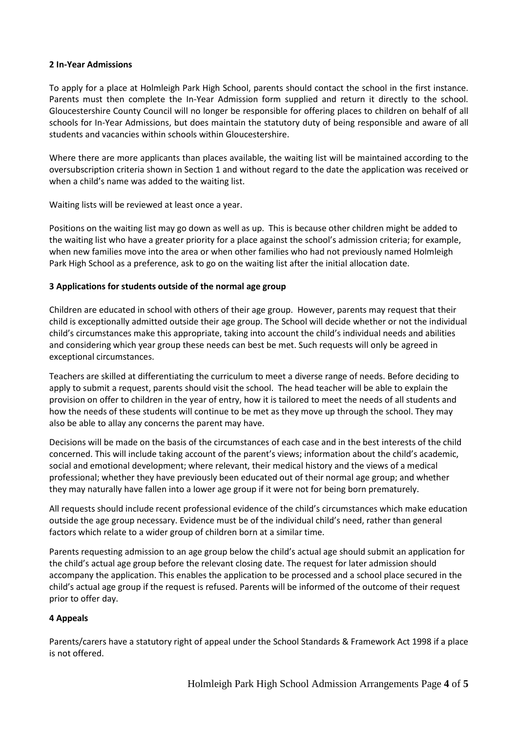## 2 In-Year Admissions

To apply for a place at Holmleigh Park High School, parents should contact the school in the first instance. Parents must then complete the In-Year Admission form supplied and return it directly to the school. Gloucestershire County Council will no longer be responsible for offering places to children on behalf of all schools for In-Year Admissions, but does maintain the statutory duty of being responsible and aware of all students and vacancies within schools within Gloucestershire.

Where there are more applicants than places available, the waiting list will be maintained according to the oversubscription criteria shown in Section 1 and without regard to the date the application was received or when a child's name was added to the waiting list.

Waiting lists will be reviewed at least once a year.

Positions on the waiting list may go down as well as up. This is because other children might be added to the waiting list who have a greater priority for a place against the school's admission criteria; for example, when new families move into the area or when other families who had not previously named Holmleigh Park High School as a preference, ask to go on the waiting list after the initial allocation date.

## 3 Applications for students outside of the normal age group

Children are educated in school with others of their age group. However, parents may request that their child is exceptionally admitted outside their age group. The School will decide whether or not the individual child's circumstances make this appropriate, taking into account the child's individual needs and abilities and considering which year group these needs can best be met. Such requests will only be agreed in exceptional circumstances.

Teachers are skilled at differentiating the curriculum to meet a diverse range of needs. Before deciding to apply to submit a request, parents should visit the school. The head teacher will be able to explain the provision on offer to children in the year of entry, how it is tailored to meet the needs of all students and how the needs of these students will continue to be met as they move up through the school. They may also be able to allay any concerns the parent may have.

Decisions will be made on the basis of the circumstances of each case and in the best interests of the child concerned. This will include taking account of the parent's views; information about the child's academic, social and emotional development; where relevant, their medical history and the views of a medical professional; whether they have previously been educated out of their normal age group; and whether they may naturally have fallen into a lower age group if it were not for being born prematurely.

All requests should include recent professional evidence of the child's circumstances which make education outside the age group necessary. Evidence must be of the individual child's need, rather than general factors which relate to a wider group of children born at a similar time.

Parents requesting admission to an age group below the child's actual age should submit an application for the child's actual age group before the relevant closing date. The request for later admission should accompany the application. This enables the application to be processed and a school place secured in the child's actual age group if the request is refused. Parents will be informed of the outcome of their request prior to offer day.

## 4 Appeals

Parents/carers have a statutory right of appeal under the School Standards & Framework Act 1998 if a place is not offered.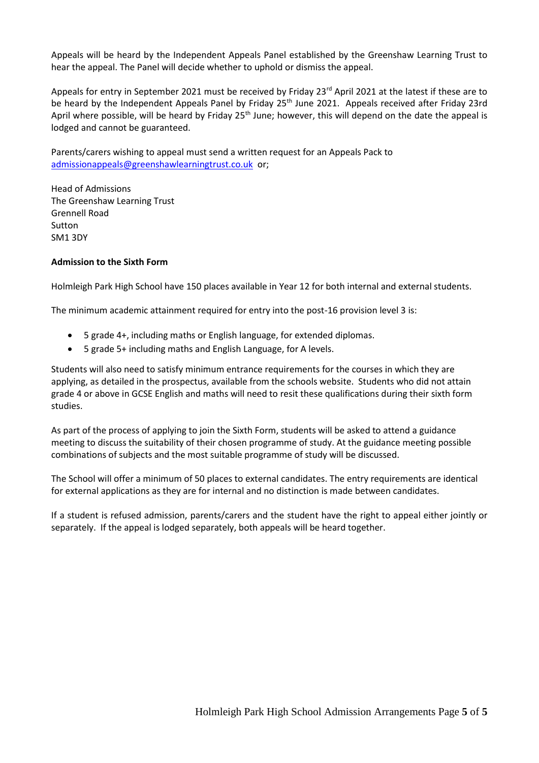Appeals will be heard by the Independent Appeals Panel established by the Greenshaw Learning Trust to hear the appeal. The Panel will decide whether to uphold or dismiss the appeal.

Appeals for entry in September 2021 must be received by Friday 23rd April 2021 at the latest if these are to be heard by the Independent Appeals Panel by Friday 25th June 2021. Appeals received after Friday 23rd April where possible, will be heard by Friday 25th June; however, this will depend on the date the appeal is lodged and cannot be guaranteed.

Parents/carers wishing to appeal must send a written request for an Appeals Pack to admissionappeals@greenshawlearningtrust.co.uk or;

Head of Admissions
The Greenshaw Learning Trust
Grennell Road
Sutton
SM1 3DY

**Admission to the Sixth Form**

Holmleigh Park High School have 150 places available in Year 12 for both internal and external students.

The minimum academic attainment required for entry into the post-16 provision level 3 is:

- 5 grade 4+, including maths or English language, for extended diplomas.
- 5 grade 5+ including maths and English Language, for A levels.

Students will also need to satisfy minimum entrance requirements for the courses in which they are applying, as detailed in the prospectus, available from the schools website. Students who did not attain grade 4 or above in GCSE English and maths will need to resit these qualifications during their sixth form studies.

As part of the process of applying to join the Sixth Form, students will be asked to attend a guidance meeting to discuss the suitability of their chosen programme of study. At the guidance meeting possible combinations of subjects and the most suitable programme of study will be discussed.

The School will offer a minimum of 50 places to external candidates. The entry requirements are identical for external applications as they are for internal and no distinction is made between candidates.

If a student is refused admission, parents/carers and the student have the right to appeal either jointly or separately. If the appeal is lodged separately, both appeals will be heard together.